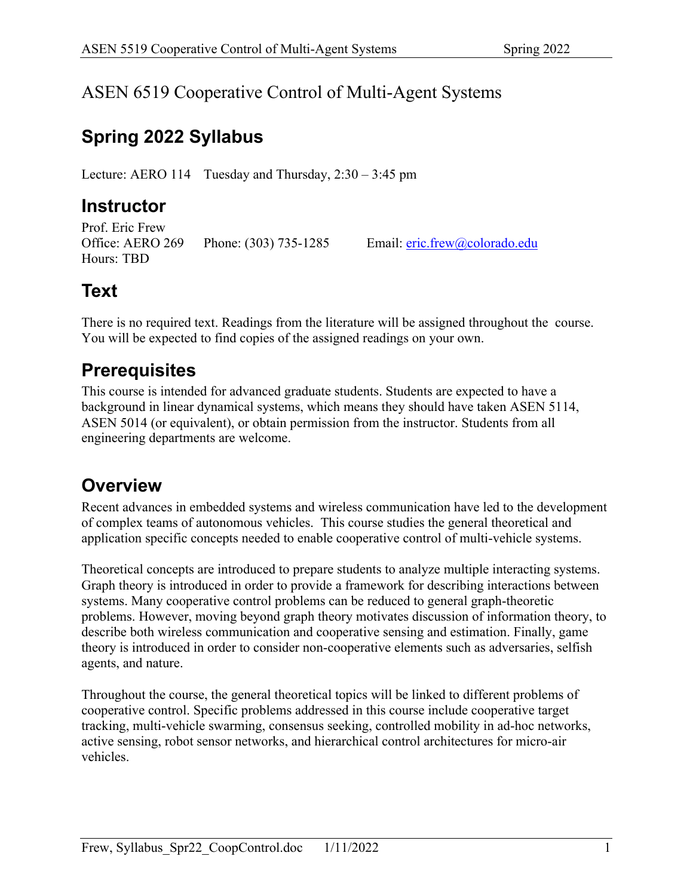# ASEN 6519 Cooperative Control of Multi-Agent Systems

## Spring 2022 Syllabus

Lecture: AERO 114 Tuesday and Thursday, 2:30 – 3:45 pm

## Instructor

Prof. Eric Frew
Office: AERO 269 Phone: (303) 735-1285 Email: eric.frew@colorado.edu
Hours: TBD

## Text

There is no required text. Readings from the literature will be assigned throughout the course. You will be expected to find copies of the assigned readings on your own.

## Prerequisites

This course is intended for advanced graduate students. Students are expected to have a background in linear dynamical systems, which means they should have taken ASEN 5114, ASEN 5014 (or equivalent), or obtain permission from the instructor. Students from all engineering departments are welcome.

## Overview

Recent advances in embedded systems and wireless communication have led to the development of complex teams of autonomous vehicles. This course studies the general theoretical and application specific concepts needed to enable cooperative control of multi-vehicle systems.

Theoretical concepts are introduced to prepare students to analyze multiple interacting systems. Graph theory is introduced in order to provide a framework for describing interactions between systems. Many cooperative control problems can be reduced to general graph-theoretic problems. However, moving beyond graph theory motivates discussion of information theory, to describe both wireless communication and cooperative sensing and estimation. Finally, game theory is introduced in order to consider non-cooperative elements such as adversaries, selfish agents, and nature.

Throughout the course, the general theoretical topics will be linked to different problems of cooperative control. Specific problems addressed in this course include cooperative target tracking, multi-vehicle swarming, consensus seeking, controlled mobility in ad-hoc networks, active sensing, robot sensor networks, and hierarchical control architectures for micro-air vehicles.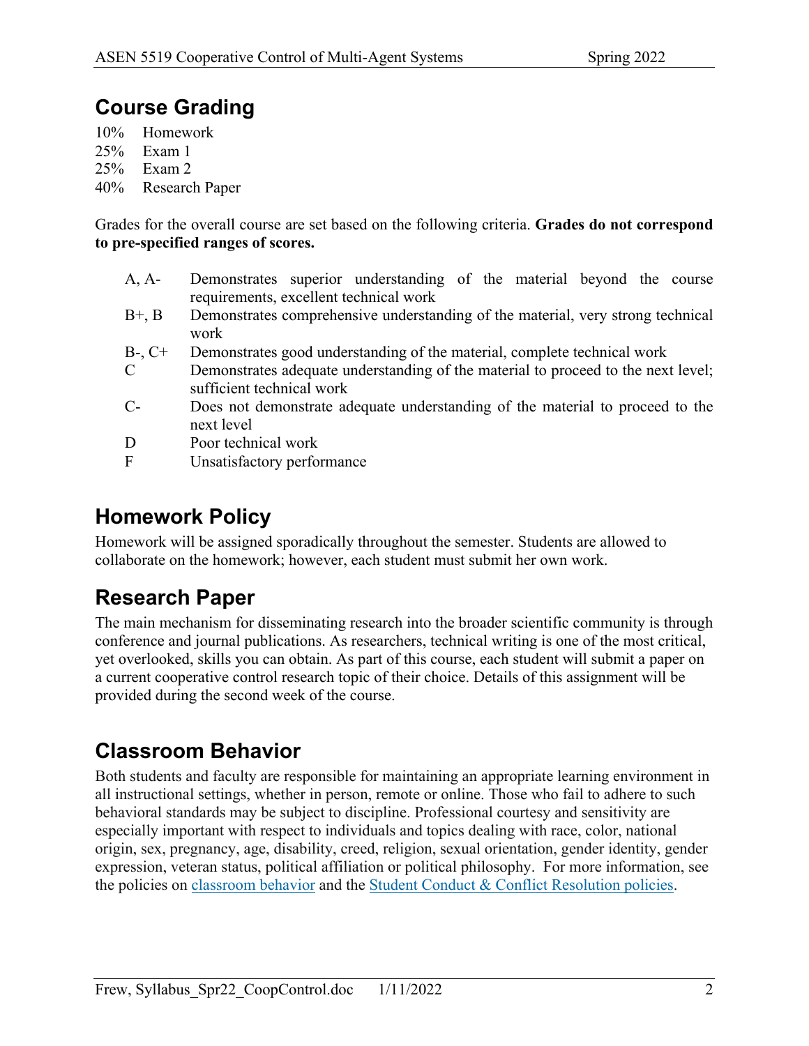## Course Grading

10% Homework
25% Exam 1
25% Exam 2
40% Research Paper

Grades for the overall course are set based on the following criteria. **Grades do not correspond to pre-specified ranges of scores.**

| | |
|---|---|
| A, A- | Demonstrates superior understanding of the material beyond the course requirements, excellent technical work |
| B+, B | Demonstrates comprehensive understanding of the material, very strong technical work |
| B-, C+ | Demonstrates good understanding of the material, complete technical work |
| C | Demonstrates adequate understanding of the material to proceed to the next level; sufficient technical work |
| C- | Does not demonstrate adequate understanding of the material to proceed to the next level |
| D | Poor technical work |
| F | Unsatisfactory performance |

## Homework Policy

Homework will be assigned sporadically throughout the semester. Students are allowed to collaborate on the homework; however, each student must submit her own work.

## Research Paper

The main mechanism for disseminating research into the broader scientific community is through conference and journal publications. As researchers, technical writing is one of the most critical, yet overlooked, skills you can obtain. As part of this course, each student will submit a paper on a current cooperative control research topic of their choice. Details of this assignment will be provided during the second week of the course.

## Classroom Behavior

Both students and faculty are responsible for maintaining an appropriate learning environment in all instructional settings, whether in person, remote or online. Those who fail to adhere to such behavioral standards may be subject to discipline. Professional courtesy and sensitivity are especially important with respect to individuals and topics dealing with race, color, national origin, sex, pregnancy, age, disability, creed, religion, sexual orientation, gender identity, gender expression, veteran status, political affiliation or political philosophy. For more information, see the policies on classroom behavior and the Student Conduct & Conflict Resolution policies.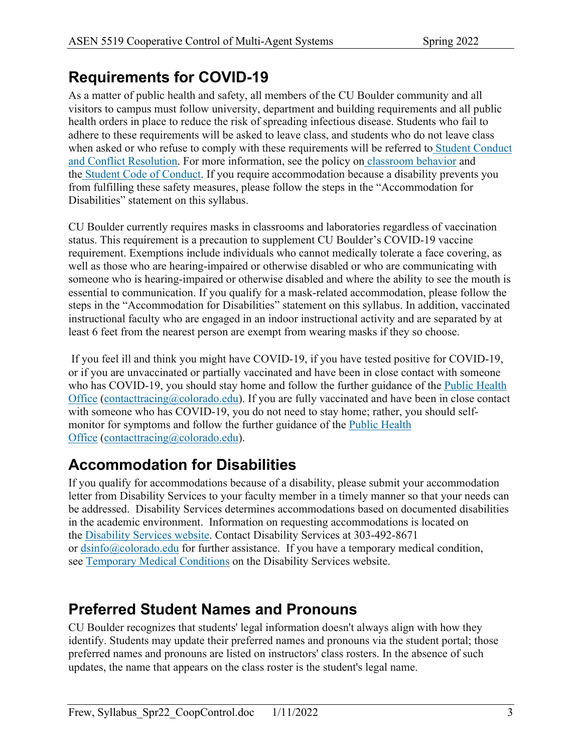## Requirements for COVID-19

As a matter of public health and safety, all members of the CU Boulder community and all visitors to campus must follow university, department and building requirements and all public health orders in place to reduce the risk of spreading infectious disease. Students who fail to adhere to these requirements will be asked to leave class, and students who do not leave class when asked or who refuse to comply with these requirements will be referred to Student Conduct and Conflict Resolution. For more information, see the policy on classroom behavior and the Student Code of Conduct. If you require accommodation because a disability prevents you from fulfilling these safety measures, please follow the steps in the "Accommodation for Disabilities" statement on this syllabus.

CU Boulder currently requires masks in classrooms and laboratories regardless of vaccination status. This requirement is a precaution to supplement CU Boulder's COVID-19 vaccine requirement. Exemptions include individuals who cannot medically tolerate a face covering, as well as those who are hearing-impaired or otherwise disabled or who are communicating with someone who is hearing-impaired or otherwise disabled and where the ability to see the mouth is essential to communication. If you qualify for a mask-related accommodation, please follow the steps in the "Accommodation for Disabilities" statement on this syllabus. In addition, vaccinated instructional faculty who are engaged in an indoor instructional activity and are separated by at least 6 feet from the nearest person are exempt from wearing masks if they so choose.

If you feel ill and think you might have COVID-19, if you have tested positive for COVID-19, or if you are unvaccinated or partially vaccinated and have been in close contact with someone who has COVID-19, you should stay home and follow the further guidance of the Public Health Office (contacttracing@colorado.edu). If you are fully vaccinated and have been in close contact with someone who has COVID-19, you do not need to stay home; rather, you should self-monitor for symptoms and follow the further guidance of the Public Health Office (contacttracing@colorado.edu).

## Accommodation for Disabilities

If you qualify for accommodations because of a disability, please submit your accommodation letter from Disability Services to your faculty member in a timely manner so that your needs can be addressed. Disability Services determines accommodations based on documented disabilities in the academic environment. Information on requesting accommodations is located on the Disability Services website. Contact Disability Services at 303-492-8671 or dsinfo@colorado.edu for further assistance. If you have a temporary medical condition, see Temporary Medical Conditions on the Disability Services website.

## Preferred Student Names and Pronouns

CU Boulder recognizes that students' legal information doesn't always align with how they identify. Students may update their preferred names and pronouns via the student portal; those preferred names and pronouns are listed on instructors' class rosters. In the absence of such updates, the name that appears on the class roster is the student's legal name.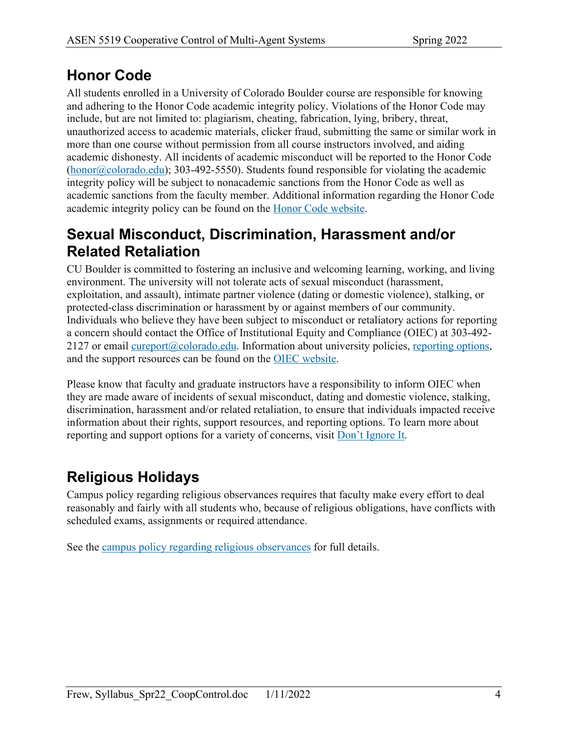## Honor Code

All students enrolled in a University of Colorado Boulder course are responsible for knowing and adhering to the Honor Code academic integrity policy. Violations of the Honor Code may include, but are not limited to: plagiarism, cheating, fabrication, lying, bribery, threat, unauthorized access to academic materials, clicker fraud, submitting the same or similar work in more than one course without permission from all course instructors involved, and aiding academic dishonesty. All incidents of academic misconduct will be reported to the Honor Code (honor@colorado.edu); 303-492-5550). Students found responsible for violating the academic integrity policy will be subject to nonacademic sanctions from the Honor Code as well as academic sanctions from the faculty member. Additional information regarding the Honor Code academic integrity policy can be found on the Honor Code website.

## Sexual Misconduct, Discrimination, Harassment and/or Related Retaliation

CU Boulder is committed to fostering an inclusive and welcoming learning, working, and living environment. The university will not tolerate acts of sexual misconduct (harassment, exploitation, and assault), intimate partner violence (dating or domestic violence), stalking, or protected-class discrimination or harassment by or against members of our community. Individuals who believe they have been subject to misconduct or retaliatory actions for reporting a concern should contact the Office of Institutional Equity and Compliance (OIEC) at 303-492-2127 or email cureport@colorado.edu. Information about university policies, reporting options, and the support resources can be found on the OIEC website.

Please know that faculty and graduate instructors have a responsibility to inform OIEC when they are made aware of incidents of sexual misconduct, dating and domestic violence, stalking, discrimination, harassment and/or related retaliation, to ensure that individuals impacted receive information about their rights, support resources, and reporting options. To learn more about reporting and support options for a variety of concerns, visit Don't Ignore It.

## Religious Holidays

Campus policy regarding religious observances requires that faculty make every effort to deal reasonably and fairly with all students who, because of religious obligations, have conflicts with scheduled exams, assignments or required attendance.

See the campus policy regarding religious observances for full details.